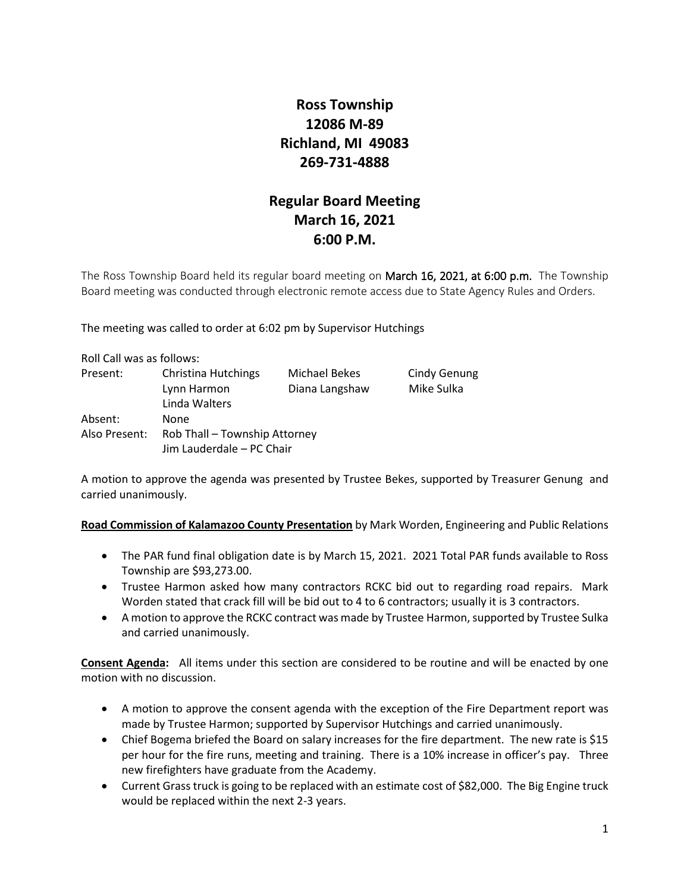# Ross Township
## 12086 M-89
## Richland, MI 49083
## 269-731-4888

## Regular Board Meeting
## March 16, 2021
## 6:00 P.M.

The Ross Township Board held its regular board meeting on March 16, 2021, at 6:00 p.m. The Township Board meeting was conducted through electronic remote access due to State Agency Rules and Orders.

The meeting was called to order at 6:02 pm by Supervisor Hutchings

Roll Call was as follows:

| | | | |
|---|---|---|---|
| Present: | Christina Hutchings | Michael Bekes | Cindy Genung |
| | Lynn Harmon | Diana Langshaw | Mike Sulka |
| | Linda Walters | | |
| Absent: | None | | |
| Also Present: | Rob Thall – Township Attorney | | |
| | Jim Lauderdale – PC Chair | | |

A motion to approve the agenda was presented by Trustee Bekes, supported by Treasurer Genung and carried unanimously.

**Road Commission of Kalamazoo County Presentation** by Mark Worden, Engineering and Public Relations

- The PAR fund final obligation date is by March 15, 2021. 2021 Total PAR funds available to Ross Township are $93,273.00.
- Trustee Harmon asked how many contractors RCKC bid out to regarding road repairs. Mark Worden stated that crack fill will be bid out to 4 to 6 contractors; usually it is 3 contractors.
- A motion to approve the RCKC contract was made by Trustee Harmon, supported by Trustee Sulka and carried unanimously.

**Consent Agenda:** All items under this section are considered to be routine and will be enacted by one motion with no discussion.

- A motion to approve the consent agenda with the exception of the Fire Department report was made by Trustee Harmon; supported by Supervisor Hutchings and carried unanimously.
- Chief Bogema briefed the Board on salary increases for the fire department. The new rate is $15 per hour for the fire runs, meeting and training. There is a 10% increase in officer's pay. Three new firefighters have graduate from the Academy.
- Current Grass truck is going to be replaced with an estimate cost of $82,000. The Big Engine truck would be replaced within the next 2-3 years.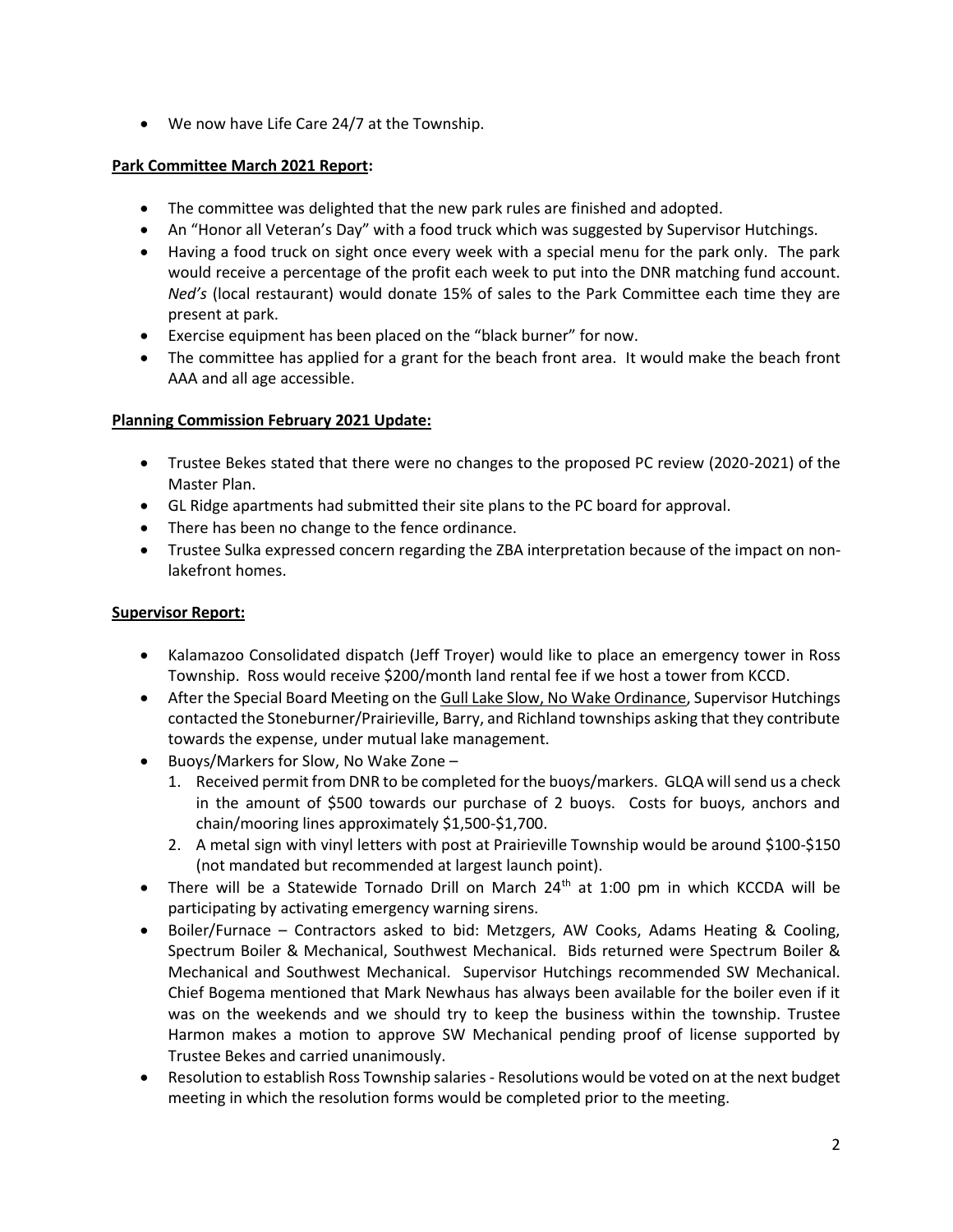- We now have Life Care 24/7 at the Township.

**Park Committee March 2021 Report:**

- The committee was delighted that the new park rules are finished and adopted.
- An "Honor all Veteran's Day" with a food truck which was suggested by Supervisor Hutchings.
- Having a food truck on sight once every week with a special menu for the park only. The park would receive a percentage of the profit each week to put into the DNR matching fund account. *Ned's* (local restaurant) would donate 15% of sales to the Park Committee each time they are present at park.
- Exercise equipment has been placed on the "black burner" for now.
- The committee has applied for a grant for the beach front area. It would make the beach front AAA and all age accessible.

**Planning Commission February 2021 Update:**

- Trustee Bekes stated that there were no changes to the proposed PC review (2020-2021) of the Master Plan.
- GL Ridge apartments had submitted their site plans to the PC board for approval.
- There has been no change to the fence ordinance.
- Trustee Sulka expressed concern regarding the ZBA interpretation because of the impact on non-lakefront homes.

**Supervisor Report:**

- Kalamazoo Consolidated dispatch (Jeff Troyer) would like to place an emergency tower in Ross Township. Ross would receive $200/month land rental fee if we host a tower from KCCD.
- After the Special Board Meeting on the Gull Lake Slow, No Wake Ordinance, Supervisor Hutchings contacted the Stoneburner/Prairieville, Barry, and Richland townships asking that they contribute towards the expense, under mutual lake management.
- Buoys/Markers for Slow, No Wake Zone –
  1. Received permit from DNR to be completed for the buoys/markers. GLQA will send us a check in the amount of $500 towards our purchase of 2 buoys. Costs for buoys, anchors and chain/mooring lines approximately $1,500-$1,700.
  2. A metal sign with vinyl letters with post at Prairieville Township would be around $100-$150 (not mandated but recommended at largest launch point).
- There will be a Statewide Tornado Drill on March 24th at 1:00 pm in which KCCDA will be participating by activating emergency warning sirens.
- Boiler/Furnace – Contractors asked to bid: Metzgers, AW Cooks, Adams Heating & Cooling, Spectrum Boiler & Mechanical, Southwest Mechanical. Bids returned were Spectrum Boiler & Mechanical and Southwest Mechanical. Supervisor Hutchings recommended SW Mechanical. Chief Bogema mentioned that Mark Newhaus has always been available for the boiler even if it was on the weekends and we should try to keep the business within the township. Trustee Harmon makes a motion to approve SW Mechanical pending proof of license supported by Trustee Bekes and carried unanimously.
- Resolution to establish Ross Township salaries - Resolutions would be voted on at the next budget meeting in which the resolution forms would be completed prior to the meeting.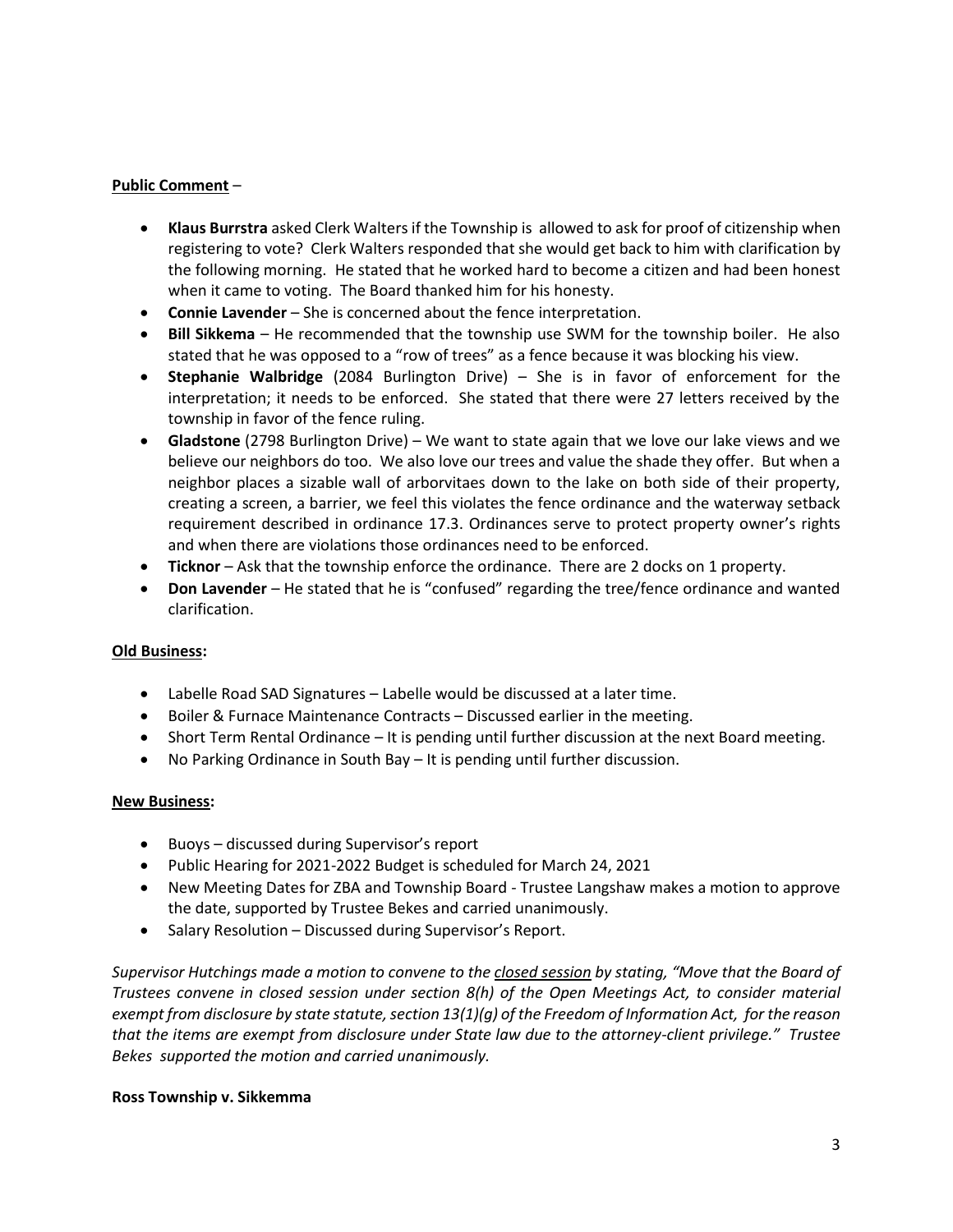**Public Comment** –

- **Klaus Burrstra** asked Clerk Walters if the Township is allowed to ask for proof of citizenship when registering to vote? Clerk Walters responded that she would get back to him with clarification by the following morning. He stated that he worked hard to become a citizen and had been honest when it came to voting. The Board thanked him for his honesty.
- **Connie Lavender** – She is concerned about the fence interpretation.
- **Bill Sikkema** – He recommended that the township use SWM for the township boiler. He also stated that he was opposed to a "row of trees" as a fence because it was blocking his view.
- **Stephanie Walbridge** (2084 Burlington Drive) – She is in favor of enforcement for the interpretation; it needs to be enforced. She stated that there were 27 letters received by the township in favor of the fence ruling.
- **Gladstone** (2798 Burlington Drive) – We want to state again that we love our lake views and we believe our neighbors do too. We also love our trees and value the shade they offer. But when a neighbor places a sizable wall of arborvitaes down to the lake on both side of their property, creating a screen, a barrier, we feel this violates the fence ordinance and the waterway setback requirement described in ordinance 17.3. Ordinances serve to protect property owner's rights and when there are violations those ordinances need to be enforced.
- **Ticknor** – Ask that the township enforce the ordinance. There are 2 docks on 1 property.
- **Don Lavender** – He stated that he is "confused" regarding the tree/fence ordinance and wanted clarification.

**Old Business:**

- Labelle Road SAD Signatures – Labelle would be discussed at a later time.
- Boiler & Furnace Maintenance Contracts – Discussed earlier in the meeting.
- Short Term Rental Ordinance – It is pending until further discussion at the next Board meeting.
- No Parking Ordinance in South Bay – It is pending until further discussion.

**New Business:**

- Buoys – discussed during Supervisor's report
- Public Hearing for 2021-2022 Budget is scheduled for March 24, 2021
- New Meeting Dates for ZBA and Township Board - Trustee Langshaw makes a motion to approve the date, supported by Trustee Bekes and carried unanimously.
- Salary Resolution – Discussed during Supervisor's Report.

*Supervisor Hutchings made a motion to convene to the closed session by stating, "Move that the Board of Trustees convene in closed session under section 8(h) of the Open Meetings Act, to consider material exempt from disclosure by state statute, section 13(1)(g) of the Freedom of Information Act, for the reason that the items are exempt from disclosure under State law due to the attorney-client privilege." Trustee Bekes supported the motion and carried unanimously.*

**Ross Township v. Sikkemma**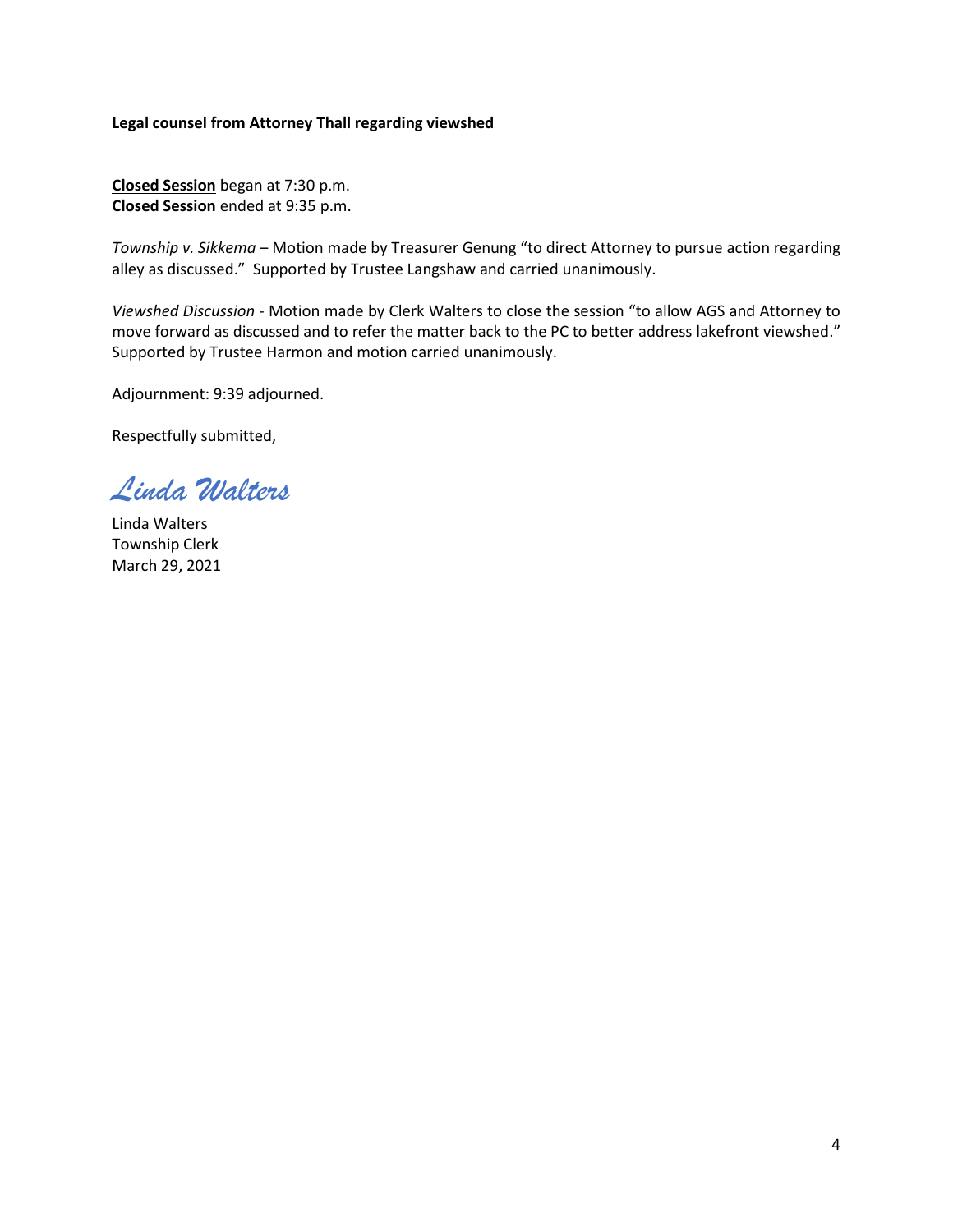**Legal counsel from Attorney Thall regarding viewshed**

**Closed Session** began at 7:30 p.m.
**Closed Session** ended at 9:35 p.m.

*Township v. Sikkema* – Motion made by Treasurer Genung "to direct Attorney to pursue action regarding alley as discussed." Supported by Trustee Langshaw and carried unanimously.

*Viewshed Discussion* - Motion made by Clerk Walters to close the session "to allow AGS and Attorney to move forward as discussed and to refer the matter back to the PC to better address lakefront viewshed." Supported by Trustee Harmon and motion carried unanimously.

Adjournment: 9:39 adjourned.

Respectfully submitted,

*Linda Walters*

Linda Walters
Township Clerk
March 29, 2021